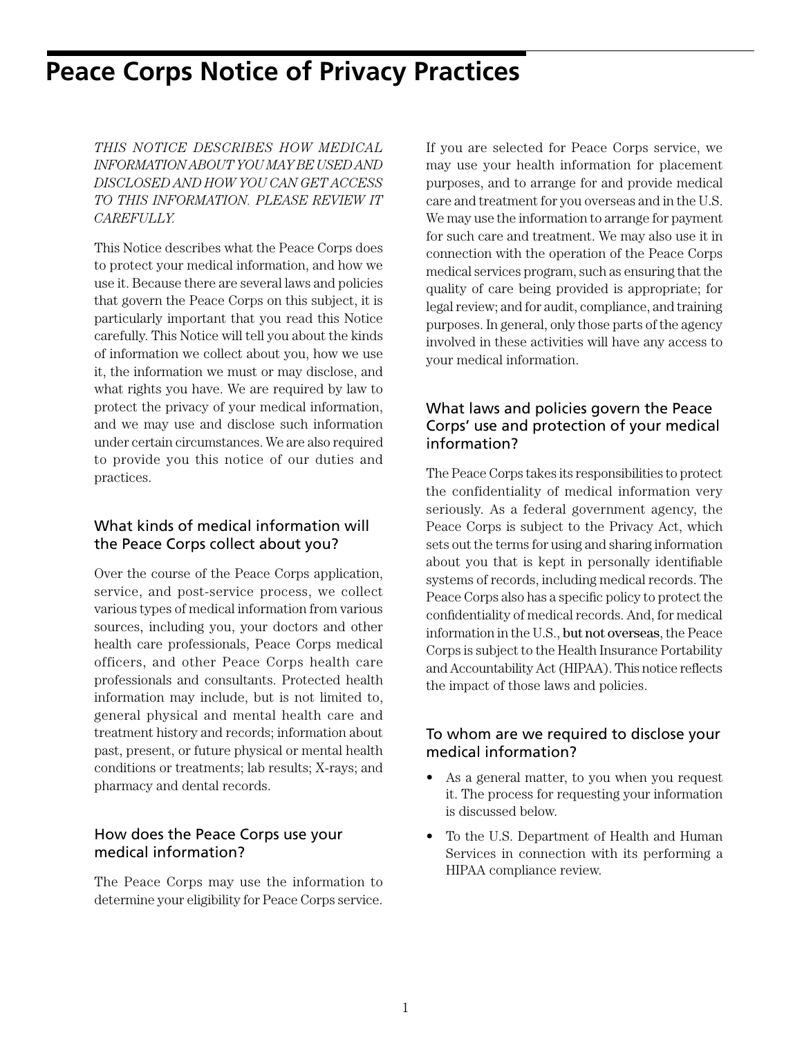# Peace Corps Notice of Privacy Practices

*THIS NOTICE DESCRIBES HOW MEDICAL INFORMATION ABOUT YOU MAY BE USED AND DISCLOSED AND HOW YOU CAN GET ACCESS TO THIS INFORMATION. PLEASE REVIEW IT CAREFULLY.*

This Notice describes what the Peace Corps does to protect your medical information, and how we use it. Because there are several laws and policies that govern the Peace Corps on this subject, it is particularly important that you read this Notice carefully. This Notice will tell you about the kinds of information we collect about you, how we use it, the information we must or may disclose, and what rights you have. We are required by law to protect the privacy of your medical information, and we may use and disclose such information under certain circumstances. We are also required to provide you this notice of our duties and practices.

## What kinds of medical information will the Peace Corps collect about you?

Over the course of the Peace Corps application, service, and post-service process, we collect various types of medical information from various sources, including you, your doctors and other health care professionals, Peace Corps medical officers, and other Peace Corps health care professionals and consultants. Protected health information may include, but is not limited to, general physical and mental health care and treatment history and records; information about past, present, or future physical or mental health conditions or treatments; lab results; X-rays; and pharmacy and dental records.

## How does the Peace Corps use your medical information?

The Peace Corps may use the information to determine your eligibility for Peace Corps service. If you are selected for Peace Corps service, we may use your health information for placement purposes, and to arrange for and provide medical care and treatment for you overseas and in the U.S. We may use the information to arrange for payment for such care and treatment. We may also use it in connection with the operation of the Peace Corps medical services program, such as ensuring that the quality of care being provided is appropriate; for legal review; and for audit, compliance, and training purposes. In general, only those parts of the agency involved in these activities will have any access to your medical information.

## What laws and policies govern the Peace Corps' use and protection of your medical information?

The Peace Corps takes its responsibilities to protect the confidentiality of medical information very seriously. As a federal government agency, the Peace Corps is subject to the Privacy Act, which sets out the terms for using and sharing information about you that is kept in personally identifiable systems of records, including medical records. The Peace Corps also has a specific policy to protect the confidentiality of medical records. And, for medical information in the U.S., **but not overseas**, the Peace Corps is subject to the Health Insurance Portability and Accountability Act (HIPAA). This notice reflects the impact of those laws and policies.

## To whom are we required to disclose your medical information?

- As a general matter, to you when you request it. The process for requesting your information is discussed below.
- To the U.S. Department of Health and Human Services in connection with its performing a HIPAA compliance review.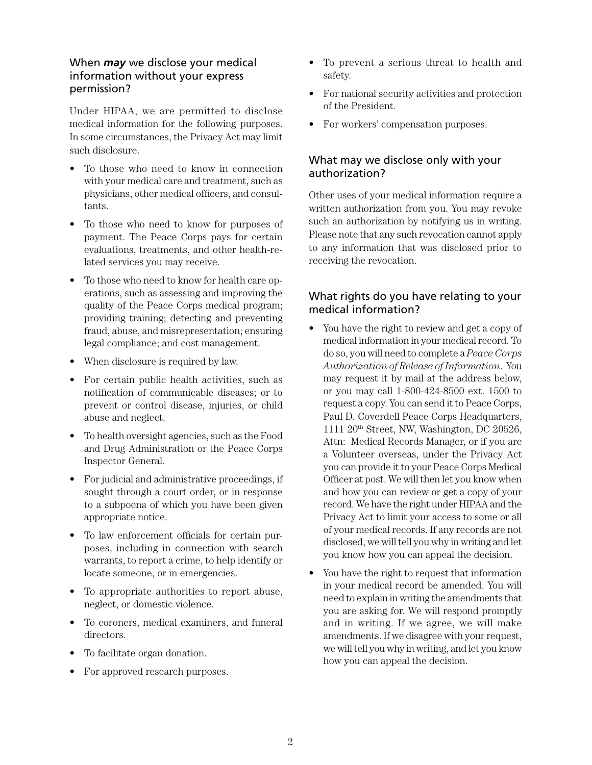## When *may* we disclose your medical information without your express permission?

Under HIPAA, we are permitted to disclose medical information for the following purposes. In some circumstances, the Privacy Act may limit such disclosure.

- To those who need to know in connection with your medical care and treatment, such as physicians, other medical officers, and consultants.
- To those who need to know for purposes of payment. The Peace Corps pays for certain evaluations, treatments, and other health-related services you may receive.
- To those who need to know for health care operations, such as assessing and improving the quality of the Peace Corps medical program; providing training; detecting and preventing fraud, abuse, and misrepresentation; ensuring legal compliance; and cost management.
- When disclosure is required by law.
- For certain public health activities, such as notification of communicable diseases; or to prevent or control disease, injuries, or child abuse and neglect.
- To health oversight agencies, such as the Food and Drug Administration or the Peace Corps Inspector General.
- For judicial and administrative proceedings, if sought through a court order, or in response to a subpoena of which you have been given appropriate notice.
- To law enforcement officials for certain purposes, including in connection with search warrants, to report a crime, to help identify or locate someone, or in emergencies.
- To appropriate authorities to report abuse, neglect, or domestic violence.
- To coroners, medical examiners, and funeral directors.
- To facilitate organ donation.
- For approved research purposes.
- To prevent a serious threat to health and safety.
- For national security activities and protection of the President.
- For workers' compensation purposes.

## What may we disclose only with your authorization?

Other uses of your medical information require a written authorization from you. You may revoke such an authorization by notifying us in writing. Please note that any such revocation cannot apply to any information that was disclosed prior to receiving the revocation.

## What rights do you have relating to your medical information?

- You have the right to review and get a copy of medical information in your medical record. To do so, you will need to complete a *Peace Corps Authorization of Release of Information*. You may request it by mail at the address below, or you may call 1-800-424-8500 ext. 1500 to request a copy. You can send it to Peace Corps, Paul D. Coverdell Peace Corps Headquarters, 1111 20th Street, NW, Washington, DC 20526, Attn: Medical Records Manager, or if you are a Volunteer overseas, under the Privacy Act you can provide it to your Peace Corps Medical Officer at post. We will then let you know when and how you can review or get a copy of your record. We have the right under HIPAA and the Privacy Act to limit your access to some or all of your medical records. If any records are not disclosed, we will tell you why in writing and let you know how you can appeal the decision.
- You have the right to request that information in your medical record be amended. You will need to explain in writing the amendments that you are asking for. We will respond promptly and in writing. If we agree, we will make amendments. If we disagree with your request, we will tell you why in writing, and let you know how you can appeal the decision.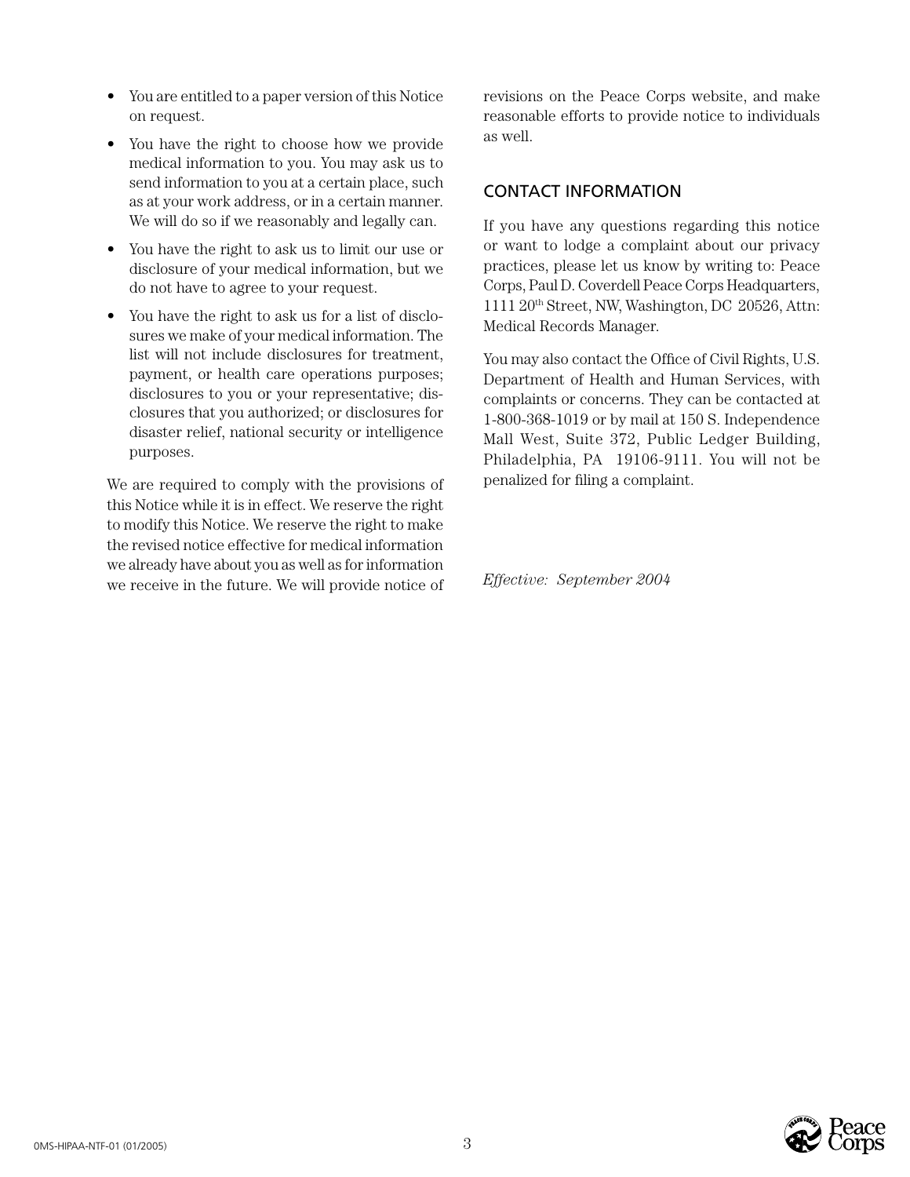- You are entitled to a paper version of this Notice on request.
- You have the right to choose how we provide medical information to you. You may ask us to send information to you at a certain place, such as at your work address, or in a certain manner. We will do so if we reasonably and legally can.
- You have the right to ask us to limit our use or disclosure of your medical information, but we do not have to agree to your request.
- You have the right to ask us for a list of disclosures we make of your medical information. The list will not include disclosures for treatment, payment, or health care operations purposes; disclosures to you or your representative; disclosures that you authorized; or disclosures for disaster relief, national security or intelligence purposes.

We are required to comply with the provisions of this Notice while it is in effect. We reserve the right to modify this Notice. We reserve the right to make the revised notice effective for medical information we already have about you as well as for information we receive in the future. We will provide notice of revisions on the Peace Corps website, and make reasonable efforts to provide notice to individuals as well.

## CONTACT INFORMATION

If you have any questions regarding this notice or want to lodge a complaint about our privacy practices, please let us know by writing to: Peace Corps, Paul D. Coverdell Peace Corps Headquarters, 1111 20th Street, NW, Washington, DC 20526, Attn: Medical Records Manager.

You may also contact the Office of Civil Rights, U.S. Department of Health and Human Services, with complaints or concerns. They can be contacted at 1-800-368-1019 or by mail at 150 S. Independence Mall West, Suite 372, Public Ledger Building, Philadelphia, PA 19106-9111. You will not be penalized for filing a complaint.

*Effective: September 2004*

0MS-HIPAA-NTF-01 (01/2005)